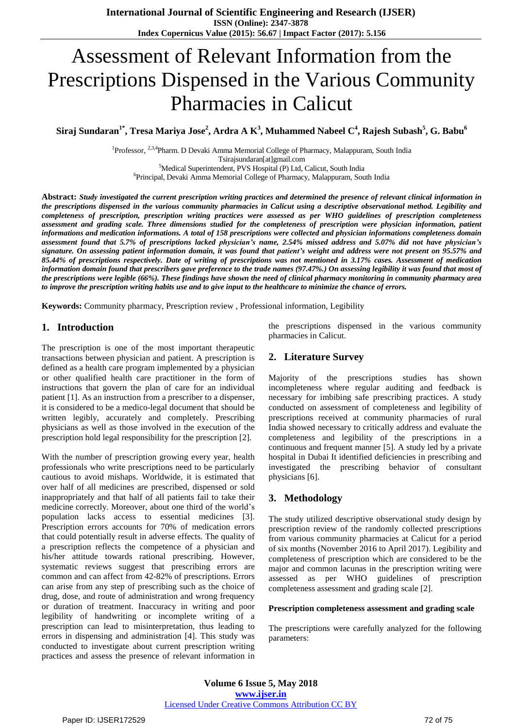# Assessment of Relevant Information from the Prescriptions Dispensed in the Various Community Pharmacies in Calicut

**Siraj Sundaran[1*], Tresa Mariya Jose[2], Ardra A K[3], Muhammed Nabeel C[4], Rajesh Subash[5], G. Babu[6]**

[1]Professor, [2,3,4]Pharm. D Devaki Amma Memorial College of Pharmacy, Malappuram, South India
Tsirajsundaran[at]gmail.com
[5]Medical Superintendent, PVS Hospital (P) Ltd, Calicut, South India
[6]Principal, Devaki Amma Memorial College of Pharmacy, Malappuram, South India

**Abstract:** ***Study investigated the current prescription writing practices and determined the presence of relevant clinical information in the prescriptions dispensed in the various community pharmacies in Calicut using a descriptive observational method. Legibility and completeness of prescription, prescription writing practices were assessed as per WHO guidelines of prescription completeness assessment and grading scale. Three dimensions studied for the completeness of prescription were physician information, patient informations and medication informations. A total of 158 prescriptions were collected and physician informations completeness domain assessment found that 5.7% of prescriptions lacked physician's name, 2.54% missed address and 5.07% did not have physician's signature. On assessing patient information domain, it was found that patient's weight and address were not present on 95.57% and 85.44% of prescriptions respectively. Date of writing of prescriptions was not mentioned in 3.17% cases. Assessment of medication information domain found that prescribers gave preference to the trade names (97.47%.) On assessing legibility it was found that most of the prescriptions were legible (66%). These findings have shown the need of clinical pharmacy monitoring in community pharmacy area to improve the prescription writing habits use and to give input to the healthcare to minimize the chance of errors.***

**Keywords:** Community pharmacy, Prescription review , Professional information, Legibility

## 1. Introduction

The prescription is one of the most important therapeutic transactions between physician and patient. A prescription is defined as a health care program implemented by a physician or other qualified health care practitioner in the form of instructions that govern the plan of care for an individual patient [1]. As an instruction from a prescriber to a dispenser, it is considered to be a medico-legal document that should be written legibly, accurately and completely. Prescribing physicians as well as those involved in the execution of the prescription hold legal responsibility for the prescription [2].

With the number of prescription growing every year, health professionals who write prescriptions need to be particularly cautious to avoid mishaps. Worldwide, it is estimated that over half of all medicines are prescribed, dispensed or sold inappropriately and that half of all patients fail to take their medicine correctly. Moreover, about one third of the world's population lacks access to essential medicines [3]. Prescription errors accounts for 70% of medication errors that could potentially result in adverse effects. The quality of a prescription reflects the competence of a physician and his/her attitude towards rational prescribing. However, systematic reviews suggest that prescribing errors are common and can affect from 42-82% of prescriptions. Errors can arise from any step of prescribing such as the choice of drug, dose, and route of administration and wrong frequency or duration of treatment. Inaccuracy in writing and poor legibility of handwriting or incomplete writing of a prescription can lead to misinterpretation, thus leading to errors in dispensing and administration [4]. This study was conducted to investigate about current prescription writing practices and assess the presence of relevant information in the prescriptions dispensed in the various community pharmacies in Calicut.

## 2. Literature Survey

Majority of the prescriptions studies has shown incompleteness where regular auditing and feedback is necessary for imbibing safe prescribing practices. A study conducted on assessment of completeness and legibility of prescriptions received at community pharmacies of rural India showed necessary to critically address and evaluate the completeness and legibility of the prescriptions in a continuous and frequent manner [5]. A study led by a private hospital in Dubai It identified deficiencies in prescribing and investigated the prescribing behavior of consultant physicians [6].

## 3. Methodology

The study utilized descriptive observational study design by prescription review of the randomly collected prescriptions from various community pharmacies at Calicut for a period of six months (November 2016 to April 2017). Legibility and completeness of prescription which are considered to be the major and common lacunas in the prescription writing were assessed as per WHO guidelines of prescription completeness assessment and grading scale [2].

**Prescription completeness assessment and grading scale**

The prescriptions were carefully analyzed for the following parameters: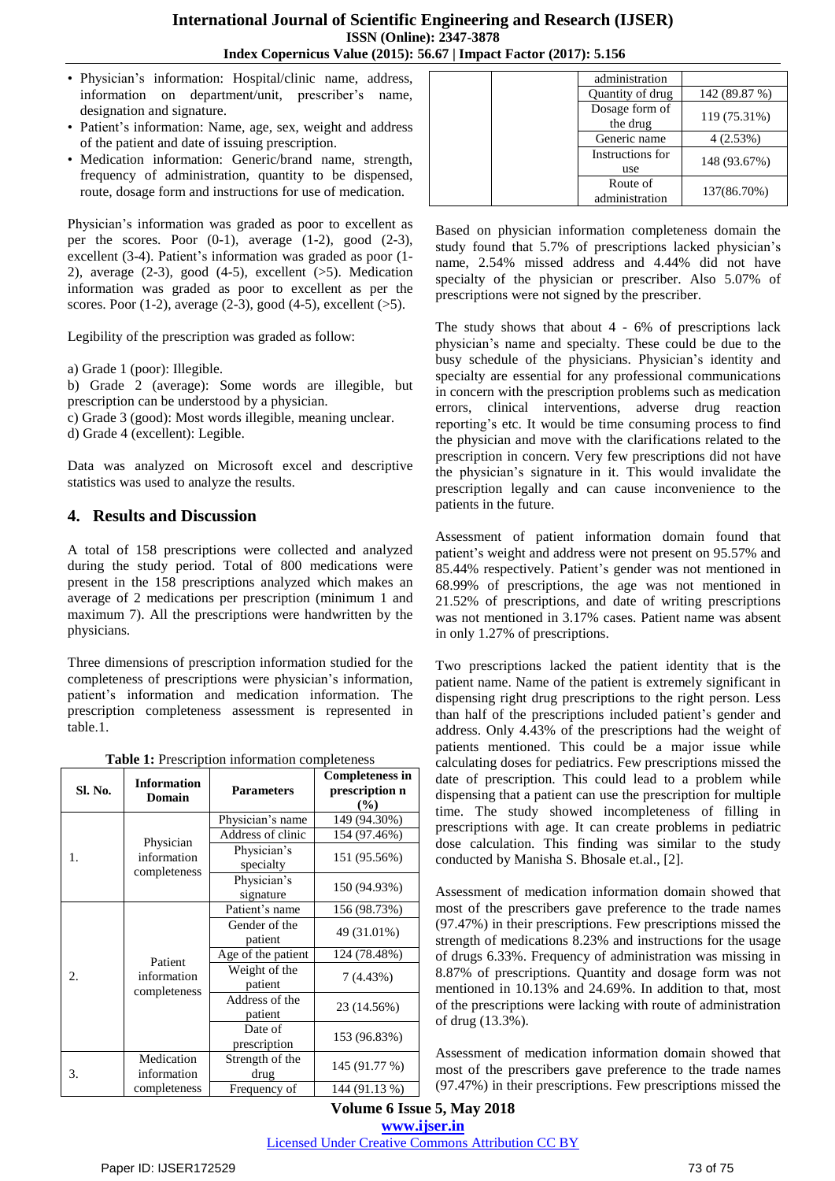- Physician's information: Hospital/clinic name, address, information on department/unit, prescriber's name, designation and signature.
- Patient's information: Name, age, sex, weight and address of the patient and date of issuing prescription.
- Medication information: Generic/brand name, strength, frequency of administration, quantity to be dispensed, route, dosage form and instructions for use of medication.

Physician's information was graded as poor to excellent as per the scores. Poor (0-1), average (1-2), good (2-3), excellent (3-4). Patient's information was graded as poor (1-2), average (2-3), good (4-5), excellent (>5). Medication information was graded as poor to excellent as per the scores. Poor (1-2), average (2-3), good (4-5), excellent (>5).

Legibility of the prescription was graded as follow:

a) Grade 1 (poor): Illegible.
b) Grade 2 (average): Some words are illegible, but prescription can be understood by a physician.
c) Grade 3 (good): Most words illegible, meaning unclear.
d) Grade 4 (excellent): Legible.

Data was analyzed on Microsoft excel and descriptive statistics was used to analyze the results.

## 4. Results and Discussion

A total of 158 prescriptions were collected and analyzed during the study period. Total of 800 medications were present in the 158 prescriptions analyzed which makes an average of 2 medications per prescription (minimum 1 and maximum 7). All the prescriptions were handwritten by the physicians.

Three dimensions of prescription information studied for the completeness of prescriptions were physician's information, patient's information and medication information. The prescription completeness assessment is represented in table.1.

**Table 1:** Prescription information completeness

| Sl. No. | Information Domain | Parameters | Completeness in prescription n (%) |
|---|---|---|---|
| 1. | Physician information completeness | Physician's name | 149 (94.30%) |
| | | Address of clinic | 154 (97.46%) |
| | | Physician's specialty | 151 (95.56%) |
| | | Physician's signature | 150 (94.93%) |
| 2. | Patient information completeness | Patient's name | 156 (98.73%) |
| | | Gender of the patient | 49 (31.01%) |
| | | Age of the patient | 124 (78.48%) |
| | | Weight of the patient | 7 (4.43%) |
| | | Address of the patient | 23 (14.56%) |
| | | Date of prescription | 153 (96.83%) |
| 3. | Medication information completeness | Strength of the drug | 145 (91.77 %) |
| | | Frequency of administration | 144 (91.13 %) |
| | | Quantity of drug | 142 (89.87 %) |
| | | Dosage form of the drug | 119 (75.31%) |
| | | Generic name | 4 (2.53%) |
| | | Instructions for use | 148 (93.67%) |
| | | Route of administration | 137(86.70%) |

Based on physician information completeness domain the study found that 5.7% of prescriptions lacked physician's name, 2.54% missed address and 4.44% did not have specialty of the physician or prescriber. Also 5.07% of prescriptions were not signed by the prescriber.

The study shows that about 4 - 6% of prescriptions lack physician's name and specialty. These could be due to the busy schedule of the physicians. Physician's identity and specialty are essential for any professional communications in concern with the prescription problems such as medication errors, clinical interventions, adverse drug reaction reporting's etc. It would be time consuming process to find the physician and move with the clarifications related to the prescription in concern. Very few prescriptions did not have the physician's signature in it. This would invalidate the prescription legally and can cause inconvenience to the patients in the future.

Assessment of patient information domain found that patient's weight and address were not present on 95.57% and 85.44% respectively. Patient's gender was not mentioned in 68.99% of prescriptions, the age was not mentioned in 21.52% of prescriptions, and date of writing prescriptions was not mentioned in 3.17% cases. Patient name was absent in only 1.27% of prescriptions.

Two prescriptions lacked the patient identity that is the patient name. Name of the patient is extremely significant in dispensing right drug prescriptions to the right person. Less than half of the prescriptions included patient's gender and address. Only 4.43% of the prescriptions had the weight of patients mentioned. This could be a major issue while calculating doses for pediatrics. Few prescriptions missed the date of prescription. This could lead to a problem while dispensing that a patient can use the prescription for multiple time. The study showed incompleteness of filling in prescriptions with age. It can create problems in pediatric dose calculation. This finding was similar to the study conducted by Manisha S. Bhosale et.al., [2].

Assessment of medication information domain showed that most of the prescribers gave preference to the trade names (97.47%) in their prescriptions. Few prescriptions missed the strength of medications 8.23% and instructions for the usage of drugs 6.33%. Frequency of administration was missing in 8.87% of prescriptions. Quantity and dosage form was not mentioned in 10.13% and 24.69%. In addition to that, most of the prescriptions were lacking with route of administration of drug (13.3%).

Assessment of medication information domain showed that most of the prescribers gave preference to the trade names (97.47%) in their prescriptions. Few prescriptions missed the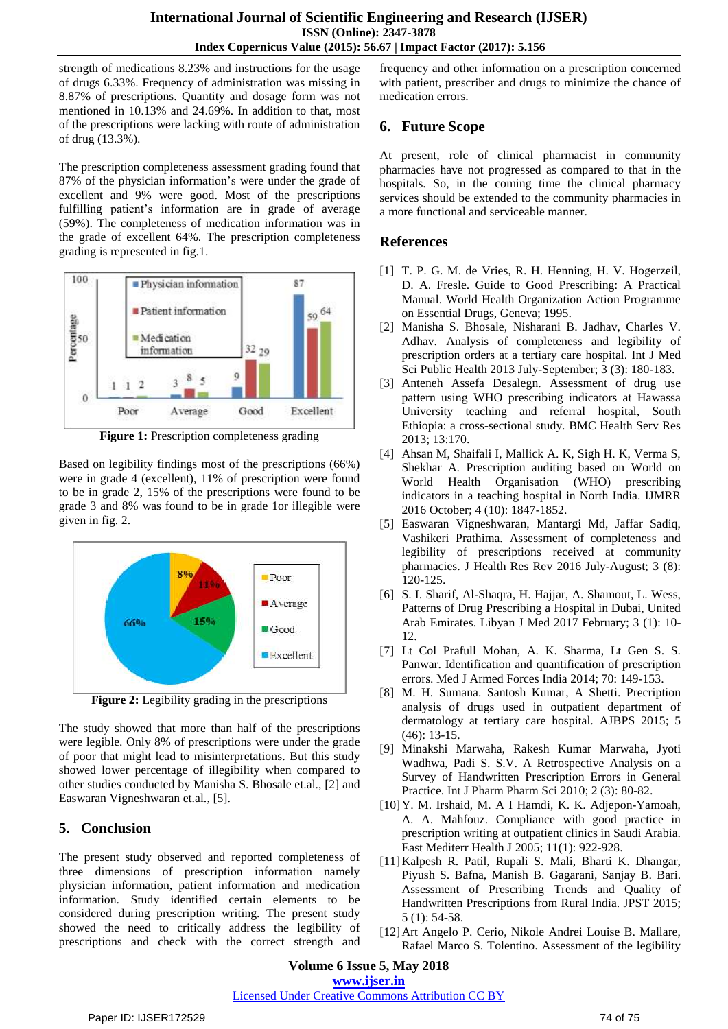strength of medications 8.23% and instructions for the usage of drugs 6.33%. Frequency of administration was missing in 8.87% of prescriptions. Quantity and dosage form was not mentioned in 10.13% and 24.69%. In addition to that, most of the prescriptions were lacking with route of administration of drug (13.3%).

The prescription completeness assessment grading found that 87% of the physician information's were under the grade of excellent and 9% were good. Most of the prescriptions fulfilling patient's information are in grade of average (59%). The completeness of medication information was in the grade of excellent 64%. The prescription completeness grading is represented in fig.1.

**Figure 1:** Prescription completeness grading

Based on legibility findings most of the prescriptions (66%) were in grade 4 (excellent), 11% of prescription were found to be in grade 2, 15% of the prescriptions were found to be grade 3 and 8% was found to be in grade 1or illegible were given in fig. 2.

**Figure 2:** Legibility grading in the prescriptions

The study showed that more than half of the prescriptions were legible. Only 8% of prescriptions were under the grade of poor that might lead to misinterpretations. But this study showed lower percentage of illegibility when compared to other studies conducted by Manisha S. Bhosale et.al., [2] and Easwaran Vigneshwaran et.al., [5].

## 5. Conclusion

The present study observed and reported completeness of three dimensions of prescription information namely physician information, patient information and medication information. Study identified certain elements to be considered during prescription writing. The present study showed the need to critically address the legibility of prescriptions and check with the correct strength and frequency and other information on a prescription concerned with patient, prescriber and drugs to minimize the chance of medication errors.

## 6. Future Scope

At present, role of clinical pharmacist in community pharmacies have not progressed as compared to that in the hospitals. So, in the coming time the clinical pharmacy services should be extended to the community pharmacies in a more functional and serviceable manner.

## References

[1] T. P. G. M. de Vries, R. H. Henning, H. V. Hogerzeil, D. A. Fresle. Guide to Good Prescribing: A Practical Manual. World Health Organization Action Programme on Essential Drugs, Geneva; 1995.

[2] Manisha S. Bhosale, Nisharani B. Jadhav, Charles V. Adhav. Analysis of completeness and legibility of prescription orders at a tertiary care hospital. Int J Med Sci Public Health 2013 July-September; 3 (3): 180-183.

[3] Anteneh Assefa Desalegn. Assessment of drug use pattern using WHO prescribing indicators at Hawassa University teaching and referral hospital, South Ethiopia: a cross-sectional study. BMC Health Serv Res 2013; 13:170.

[4] Ahsan M, Shaifali I, Mallick A. K, Sigh H. K, Verma S, Shekhar A. Prescription auditing based on World on World Health Organisation (WHO) prescribing indicators in a teaching hospital in North India. IJMRR 2016 October; 4 (10): 1847-1852.

[5] Easwaran Vigneshwaran, Mantargi Md, Jaffar Sadiq, Vashikeri Prathima. Assessment of completeness and legibility of prescriptions received at community pharmacies. J Health Res Rev 2016 July-August; 3 (8): 120-125.

[6] S. I. Sharif, Al-Shaqra, H. Hajjar, A. Shamout, L. Wess, Patterns of Drug Prescribing a Hospital in Dubai, United Arab Emirates. Libyan J Med 2017 February; 3 (1): 10-12.

[7] Lt Col Prafull Mohan, A. K. Sharma, Lt Gen S. S. Panwar. Identification and quantification of prescription errors. Med J Armed Forces India 2014; 70: 149-153.

[8] M. H. Sumana. Santosh Kumar, A Shetti. Precription analysis of drugs used in outpatient department of dermatology at tertiary care hospital. AJBPS 2015; 5 (46): 13-15.

[9] Minakshi Marwaha, Rakesh Kumar Marwaha, Jyoti Wadhwa, Padi S. S.V. A Retrospective Analysis on a Survey of Handwritten Prescription Errors in General Practice. Int J Pharm Pharm Sci 2010; 2 (3): 80-82.

[10] Y. M. Irshaid, M. A I Hamdi, K. K. Adjepon-Yamoah, A. A. Mahfouz. Compliance with good practice in prescription writing at outpatient clinics in Saudi Arabia. East Mediterr Health J 2005; 11(1): 922-928.

[11] Kalpesh R. Patil, Rupali S. Mali, Bharti K. Dhangar, Piyush S. Bafna, Manish B. Gagarani, Sanjay B. Bari. Assessment of Prescribing Trends and Quality of Handwritten Prescriptions from Rural India. JPST 2015; 5 (1): 54-58.

[12] Art Angelo P. Cerio, Nikole Andrei Louise B. Mallare, Rafael Marco S. Tolentino. Assessment of the legibility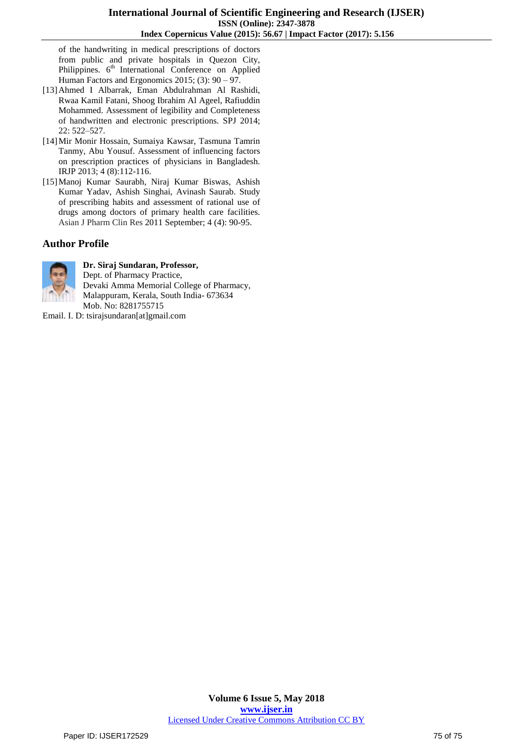of the handwriting in medical prescriptions of doctors from public and private hospitals in Quezon City, Philippines. 6th International Conference on Applied Human Factors and Ergonomics 2015; (3): 90 – 97.

[13] Ahmed I Albarrak, Eman Abdulrahman Al Rashidi, Rwaa Kamil Fatani, Shoog Ibrahim Al Ageel, Rafiuddin Mohammed. Assessment of legibility and Completeness of handwritten and electronic prescriptions. SPJ 2014; 22: 522–527.

[14] Mir Monir Hossain, Sumaiya Kawsar, Tasmuna Tamrin Tanmy, Abu Yousuf. Assessment of influencing factors on prescription practices of physicians in Bangladesh. IRJP 2013; 4 (8):112-116.

[15] Manoj Kumar Saurabh, Niraj Kumar Biswas, Ashish Kumar Yadav, Ashish Singhai, Avinash Saurab. Study of prescribing habits and assessment of rational use of drugs among doctors of primary health care facilities. Asian J Pharm Clin Res 2011 September; 4 (4): 90-95.

## Author Profile

**Dr. Siraj Sundaran, Professor,**
Dept. of Pharmacy Practice,
Devaki Amma Memorial College of Pharmacy,
Malappuram, Kerala, South India- 673634
Mob. No: 8281755715
Email. I. D: tsirajsundaran[at]gmail.com